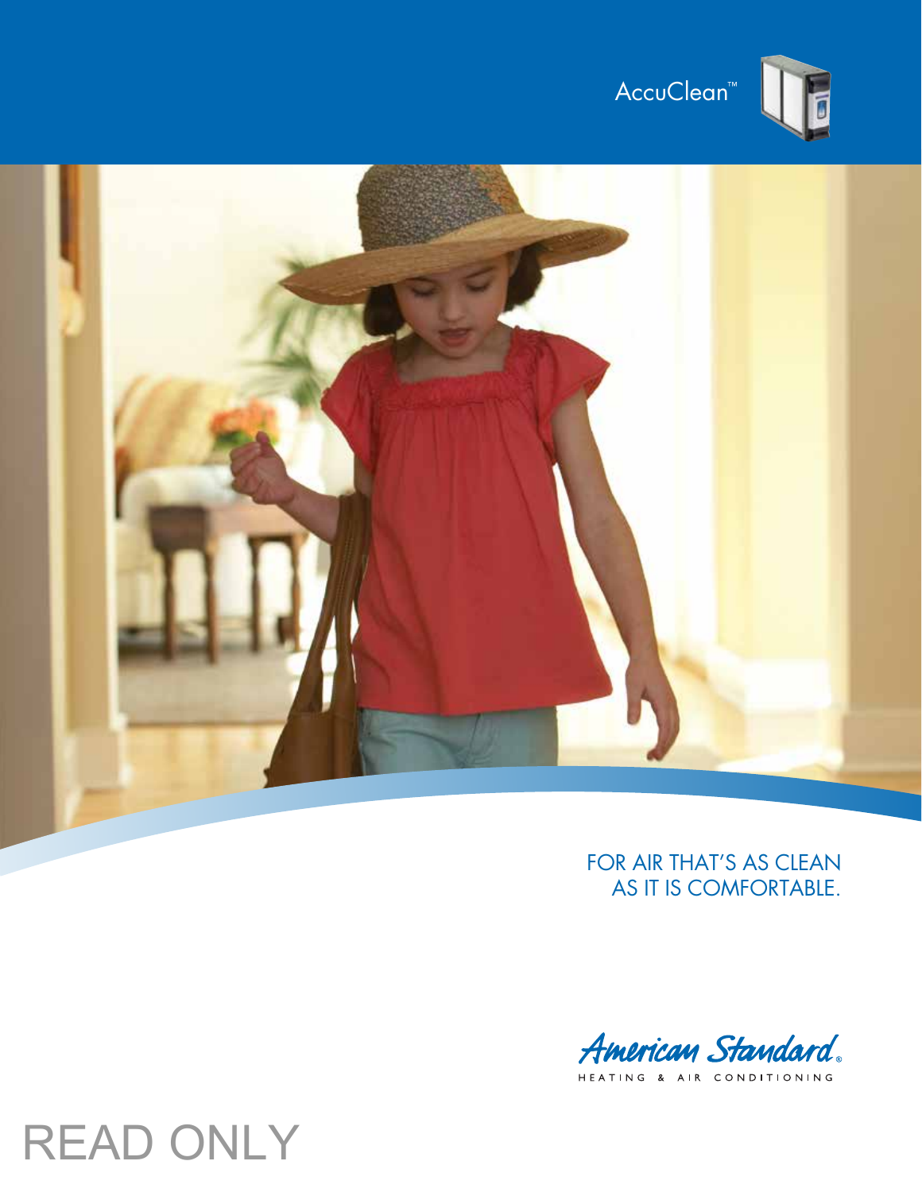AccuClean™

FOR AIR THAT'S AS CLEAN AS IT IS COMFORTABLE.

American Standard®
HEATING & AIR CONDITIONING

READ ONLY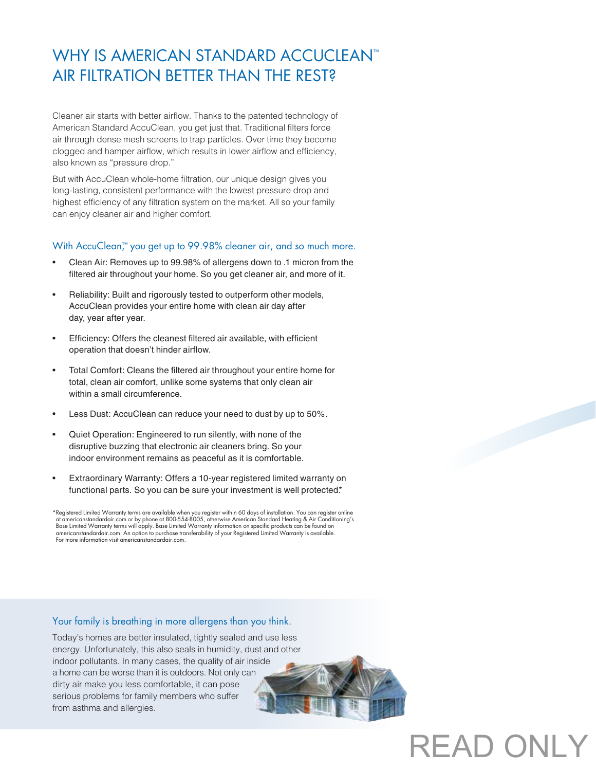# WHY IS AMERICAN STANDARD ACCUCLEAN™ AIR FILTRATION BETTER THAN THE REST?

Cleaner air starts with better airflow. Thanks to the patented technology of American Standard AccuClean, you get just that. Traditional filters force air through dense mesh screens to trap particles. Over time they become clogged and hamper airflow, which results in lower airflow and efficiency, also known as "pressure drop."

But with AccuClean whole-home filtration, our unique design gives you long-lasting, consistent performance with the lowest pressure drop and highest efficiency of any filtration system on the market. All so your family can enjoy cleaner air and higher comfort.

## With AccuClean,™ you get up to 99.98% cleaner air, and so much more.

- Clean Air: Removes up to 99.98% of allergens down to .1 micron from the filtered air throughout your home. So you get cleaner air, and more of it.
- Reliability: Built and rigorously tested to outperform other models, AccuClean provides your entire home with clean air day after day, year after year.
- Efficiency: Offers the cleanest filtered air available, with efficient operation that doesn't hinder airflow.
- Total Comfort: Cleans the filtered air throughout your entire home for total, clean air comfort, unlike some systems that only clean air within a small circumference.
- Less Dust: AccuClean can reduce your need to dust by up to 50%.
- Quiet Operation: Engineered to run silently, with none of the disruptive buzzing that electronic air cleaners bring. So your indoor environment remains as peaceful as it is comfortable.
- Extraordinary Warranty: Offers a 10-year registered limited warranty on functional parts. So you can be sure your investment is well protected.*

*Registered Limited Warranty terms are available when you register within 60 days of installation. You can register online at americanstandardair.com or by phone at 800-554-8005, otherwise American Standard Heating & Air Conditioning's Base Limited Warranty terms will apply. Base Limited Warranty information on specific products can be found on americanstandardair.com. An option to purchase transferability of your Registered Limited Warranty is available. For more information visit americanstandardair.com.

## Your family is breathing in more allergens than you think.

Today's homes are better insulated, tightly sealed and use less energy. Unfortunately, this also seals in humidity, dust and other indoor pollutants. In many cases, the quality of air inside a home can be worse than it is outdoors. Not only can dirty air make you less comfortable, it can pose serious problems for family members who suffer from asthma and allergies.

READ ONLY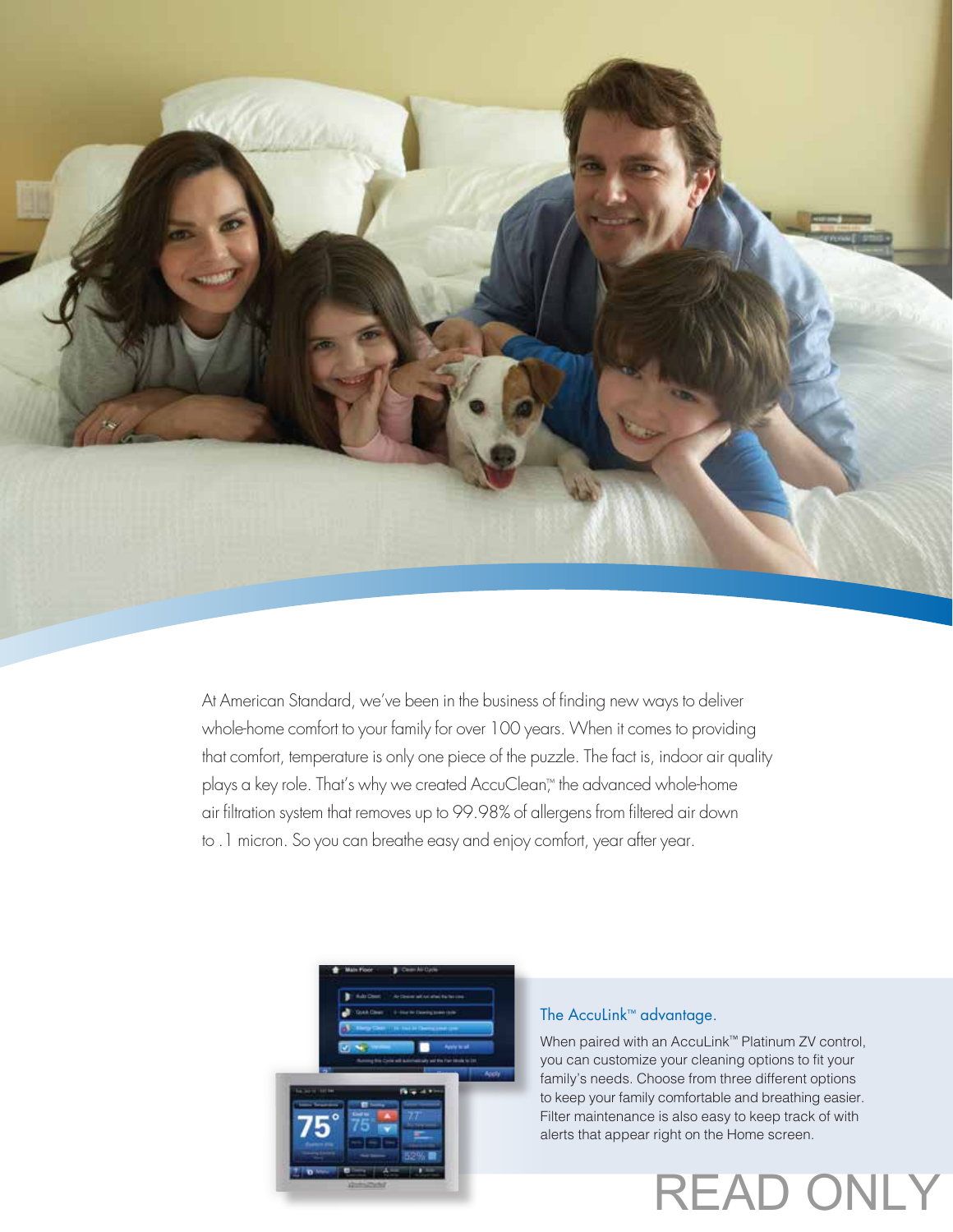At American Standard, we've been in the business of finding new ways to deliver whole-home comfort to your family for over 100 years. When it comes to providing that comfort, temperature is only one piece of the puzzle. The fact is, indoor air quality plays a key role. That's why we created AccuClean,™ the advanced whole-home air filtration system that removes up to 99.98% of allergens from filtered air down to .1 micron. So you can breathe easy and enjoy comfort, year after year.

## The AccuLink™ advantage.

When paired with an AccuLink™ Platinum ZV control, you can customize your cleaning options to fit your family's needs. Choose from three different options to keep your family comfortable and breathing easier. Filter maintenance is also easy to keep track of with alerts that appear right on the Home screen.

READ ONLY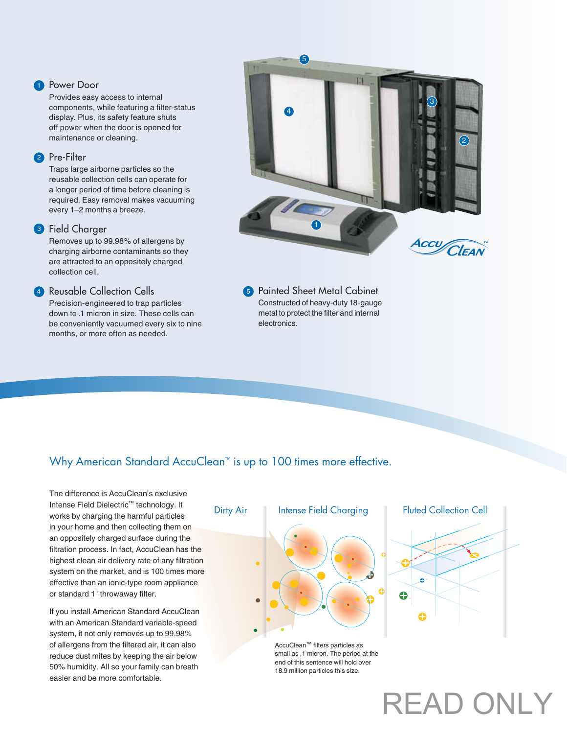1. **Power Door**
   Provides easy access to internal components, while featuring a filter-status display. Plus, its safety feature shuts off power when the door is opened for maintenance or cleaning.

2. **Pre-Filter**
   Traps large airborne particles so the reusable collection cells can operate for a longer period of time before cleaning is required. Easy removal makes vacuuming every 1–2 months a breeze.

3. **Field Charger**
   Removes up to 99.98% of allergens by charging airborne contaminants so they are attracted to an oppositely charged collection cell.

4. **Reusable Collection Cells**
   Precision-engineered to trap particles down to .1 micron in size. These cells can be conveniently vacuumed every six to nine months, or more often as needed.

5. **Painted Sheet Metal Cabinet**
   Constructed of heavy-duty 18-gauge metal to protect the filter and internal electronics.

AccuClean™

## Why American Standard AccuClean™ is up to 100 times more effective.

The difference is AccuClean's exclusive Intense Field Dielectric™ technology. It works by charging the harmful particles in your home and then collecting them on an oppositely charged surface during the filtration process. In fact, AccuClean has the highest clean air delivery rate of any filtration system on the market, and is 100 times more effective than an ionic-type room appliance or standard 1" throwaway filter.

If you install American Standard AccuClean with an American Standard variable-speed system, it not only removes up to 99.98% of allergens from the filtered air, it can also reduce dust mites by keeping the air below 50% humidity. All so your family can breath easier and be more comfortable.

Dirty Air | Intense Field Charging | Fluted Collection Cell

AccuClean™ filters particles as small as .1 micron. The period at the end of this sentence will hold over 18.9 million particles this size.

READ ONLY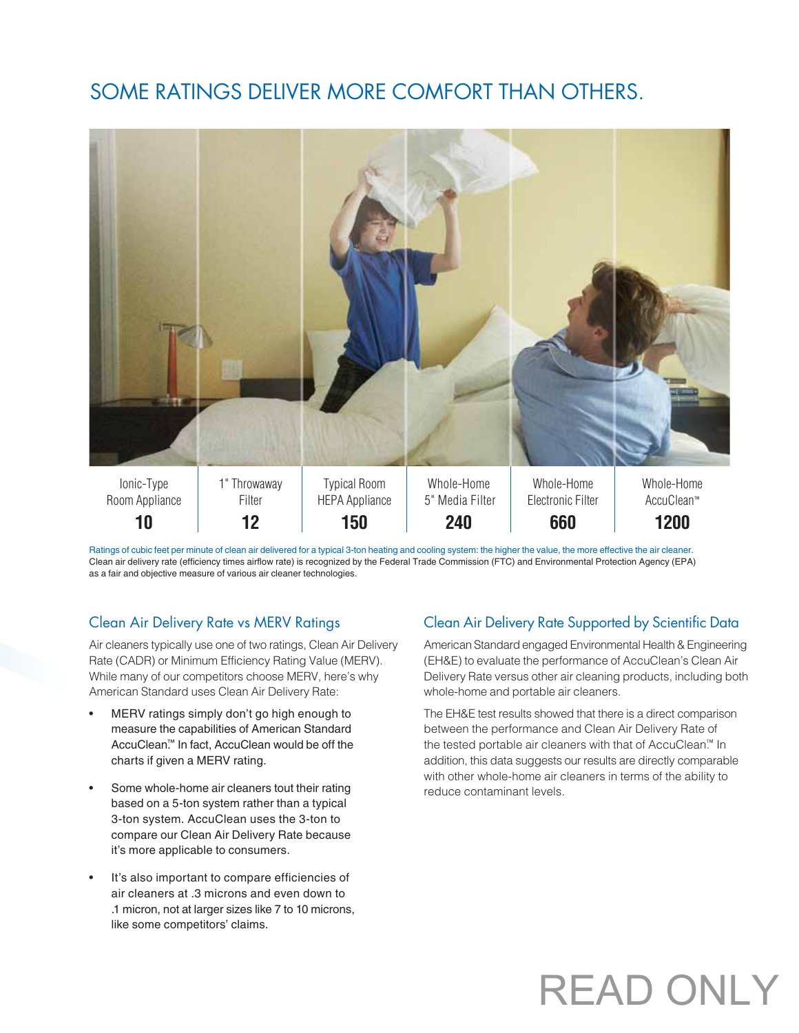# SOME RATINGS DELIVER MORE COMFORT THAN OTHERS.

| Ionic-Type Room Appliance | 1" Throwaway Filter | Typical Room HEPA Appliance | Whole-Home 5" Media Filter | Whole-Home Electronic Filter | Whole-Home AccuClean™ |
|---|---|---|---|---|---|
| **10** | **12** | **150** | **240** | **660** | **1200** |

Ratings of cubic feet per minute of clean air delivered for a typical 3-ton heating and cooling system: the higher the value, the more effective the air cleaner.
Clean air delivery rate (efficiency times airflow rate) is recognized by the Federal Trade Commission (FTC) and Environmental Protection Agency (EPA) as a fair and objective measure of various air cleaner technologies.

## Clean Air Delivery Rate vs MERV Ratings

Air cleaners typically use one of two ratings, Clean Air Delivery Rate (CADR) or Minimum Efficiency Rating Value (MERV). While many of our competitors choose MERV, here's why American Standard uses Clean Air Delivery Rate:

- MERV ratings simply don't go high enough to measure the capabilities of American Standard AccuClean.™ In fact, AccuClean would be off the charts if given a MERV rating.
- Some whole-home air cleaners tout their rating based on a 5-ton system rather than a typical 3-ton system. AccuClean uses the 3-ton to compare our Clean Air Delivery Rate because it's more applicable to consumers.
- It's also important to compare efficiencies of air cleaners at .3 microns and even down to .1 micron, not at larger sizes like 7 to 10 microns, like some competitors' claims.

## Clean Air Delivery Rate Supported by Scientific Data

American Standard engaged Environmental Health & Engineering (EH&E) to evaluate the performance of AccuClean's Clean Air Delivery Rate versus other air cleaning products, including both whole-home and portable air cleaners.

The EH&E test results showed that there is a direct comparison between the performance and Clean Air Delivery Rate of the tested portable air cleaners with that of AccuClean.™ In addition, this data suggests our results are directly comparable with other whole-home air cleaners in terms of the ability to reduce contaminant levels.

READ ONLY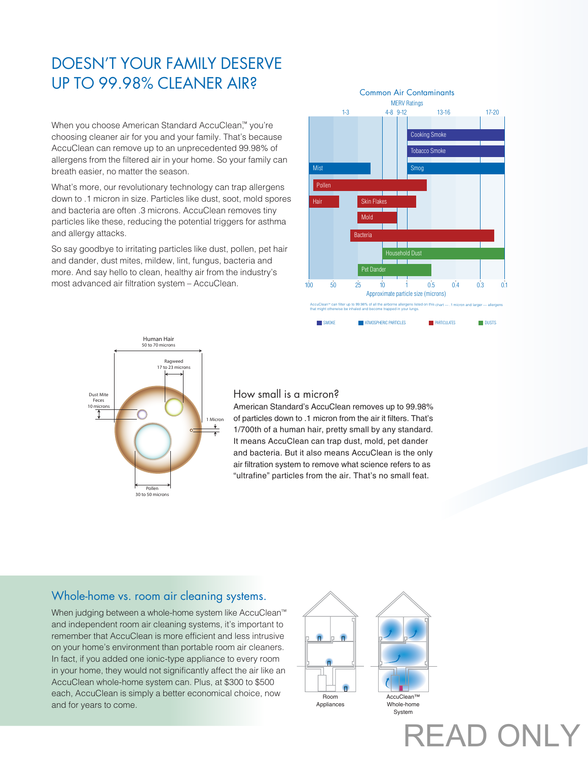# DOESN'T YOUR FAMILY DESERVE UP TO 99.98% CLEANER AIR?

When you choose American Standard AccuClean,™ you're choosing cleaner air for you and your family. That's because AccuClean can remove up to an unprecedented 99.98% of allergens from the filtered air in your home. So your family can breath easier, no matter the season.

What's more, our revolutionary technology can trap allergens down to .1 micron in size. Particles like dust, soot, mold spores and bacteria are often .3 microns. AccuClean removes tiny particles like these, reducing the potential triggers for asthma and allergy attacks.

So say goodbye to irritating particles like dust, pollen, pet hair and dander, dust mites, mildew, lint, fungus, bacteria and more. And say hello to clean, healthy air from the industry's most advanced air filtration system – AccuClean.

Common Air Contaminants

MERV Ratings: 1-3, 4-8, 9-12, 13-16, 17-20

Cooking Smoke, Tobacco Smoke, Mist, Smog, Pollen, Hair, Skin Flakes, Mold, Bacteria, Household Dust, Pet Dander

100, 50, 25, 10, 1, 0.5, 0.4, 0.3, 0.1

Approximate particle size (microns)

AccuClean™ can filter up to 99.98% of all the airborne allergens listed on this chart — .1 micron and larger — allergens that might otherwise be inhaled and become trapped in your lungs.

SMOKE · ATMOSPHERIC PARTICLES · PARTICULATES · DUSTS

Human Hair 50 to 70 microns

Ragweed 17 to 23 microns

Dust Mite Feces 10 microns

1 Micron

Pollen 30 to 50 microns

## How small is a micron?

American Standard's AccuClean removes up to 99.98% of particles down to .1 micron from the air it filters. That's 1/700th of a human hair, pretty small by any standard. It means AccuClean can trap dust, mold, pet dander and bacteria. But it also means AccuClean is the only air filtration system to remove what science refers to as "ultrafine" particles from the air. That's no small feat.

## Whole-home vs. room air cleaning systems.

When judging between a whole-home system like AccuClean™ and independent room air cleaning systems, it's important to remember that AccuClean is more efficient and less intrusive on your home's environment than portable room air cleaners. In fact, if you added one ionic-type appliance to every room in your home, they would not significantly affect the air like an AccuClean whole-home system can. Plus, at $300 to $500 each, AccuClean is simply a better economical choice, now and for years to come.

Room Appliances

AccuClean™ Whole-home System

READ ONLY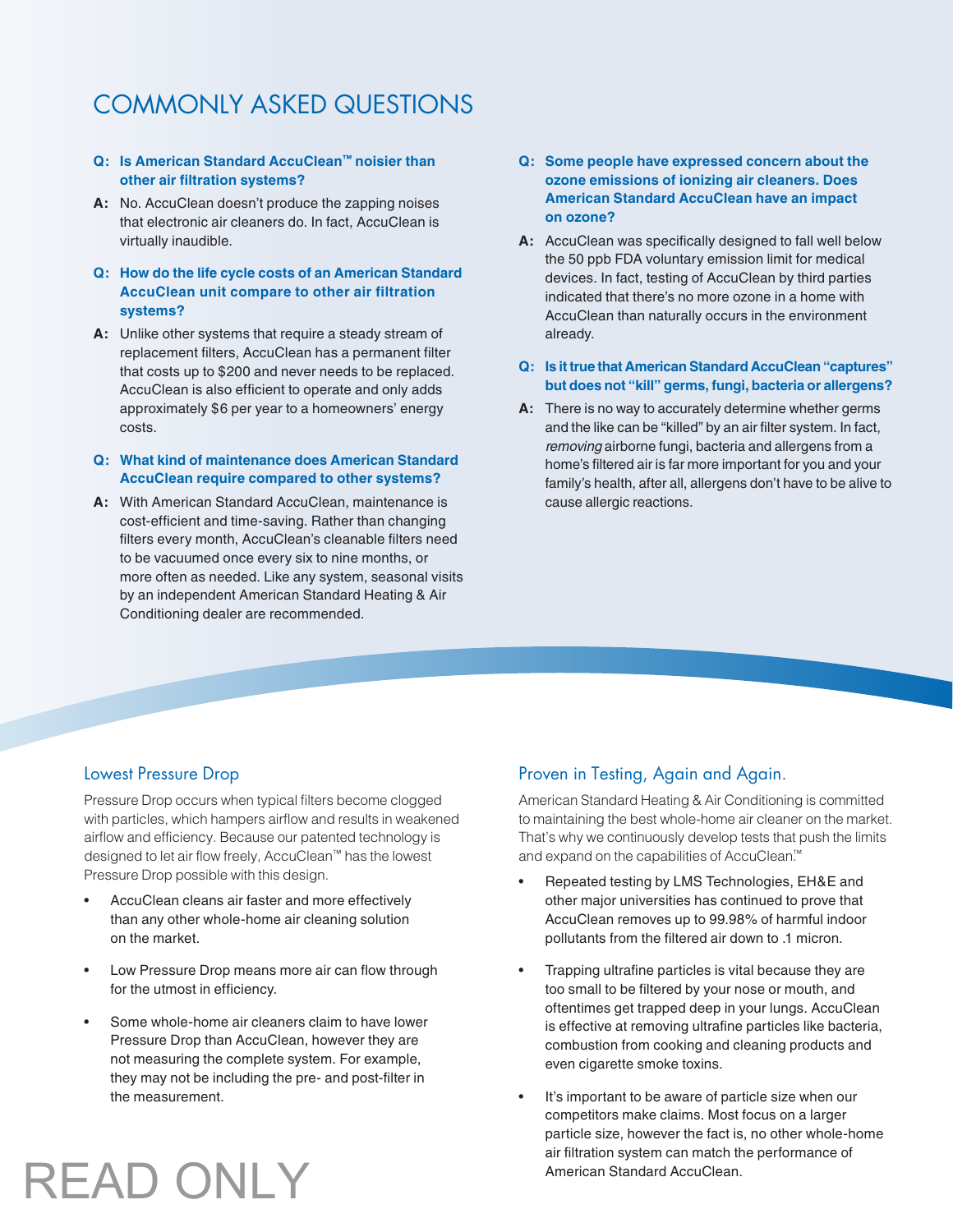# COMMONLY ASKED QUESTIONS

**Q: Is American Standard AccuClean™ noisier than other air filtration systems?**

**A:** No. AccuClean doesn't produce the zapping noises that electronic air cleaners do. In fact, AccuClean is virtually inaudible.

**Q: How do the life cycle costs of an American Standard AccuClean unit compare to other air filtration systems?**

**A:** Unlike other systems that require a steady stream of replacement filters, AccuClean has a permanent filter that costs up to $200 and never needs to be replaced. AccuClean is also efficient to operate and only adds approximately $6 per year to a homeowners' energy costs.

**Q: What kind of maintenance does American Standard AccuClean require compared to other systems?**

**A:** With American Standard AccuClean, maintenance is cost-efficient and time-saving. Rather than changing filters every month, AccuClean's cleanable filters need to be vacuumed once every six to nine months, or more often as needed. Like any system, seasonal visits by an independent American Standard Heating & Air Conditioning dealer are recommended.

**Q: Some people have expressed concern about the ozone emissions of ionizing air cleaners. Does American Standard AccuClean have an impact on ozone?**

**A:** AccuClean was specifically designed to fall well below the 50 ppb FDA voluntary emission limit for medical devices. In fact, testing of AccuClean by third parties indicated that there's no more ozone in a home with AccuClean than naturally occurs in the environment already.

**Q: Is it true that American Standard AccuClean "captures" but does not "kill" germs, fungi, bacteria or allergens?**

**A:** There is no way to accurately determine whether germs and the like can be "killed" by an air filter system. In fact, *removing* airborne fungi, bacteria and allergens from a home's filtered air is far more important for you and your family's health, after all, allergens don't have to be alive to cause allergic reactions.

## Lowest Pressure Drop

Pressure Drop occurs when typical filters become clogged with particles, which hampers airflow and results in weakened airflow and efficiency. Because our patented technology is designed to let air flow freely, AccuClean™ has the lowest Pressure Drop possible with this design.

- AccuClean cleans air faster and more effectively than any other whole-home air cleaning solution on the market.
- Low Pressure Drop means more air can flow through for the utmost in efficiency.
- Some whole-home air cleaners claim to have lower Pressure Drop than AccuClean, however they are not measuring the complete system. For example, they may not be including the pre- and post-filter in the measurement.

## Proven in Testing, Again and Again.

American Standard Heating & Air Conditioning is committed to maintaining the best whole-home air cleaner on the market. That's why we continuously develop tests that push the limits and expand on the capabilities of AccuClean.™

- Repeated testing by LMS Technologies, EH&E and other major universities has continued to prove that AccuClean removes up to 99.98% of harmful indoor pollutants from the filtered air down to .1 micron.
- Trapping ultrafine particles is vital because they are too small to be filtered by your nose or mouth, and oftentimes get trapped deep in your lungs. AccuClean is effective at removing ultrafine particles like bacteria, combustion from cooking and cleaning products and even cigarette smoke toxins.
- It's important to be aware of particle size when our competitors make claims. Most focus on a larger particle size, however the fact is, no other whole-home air filtration system can match the performance of American Standard AccuClean.

READ ONLY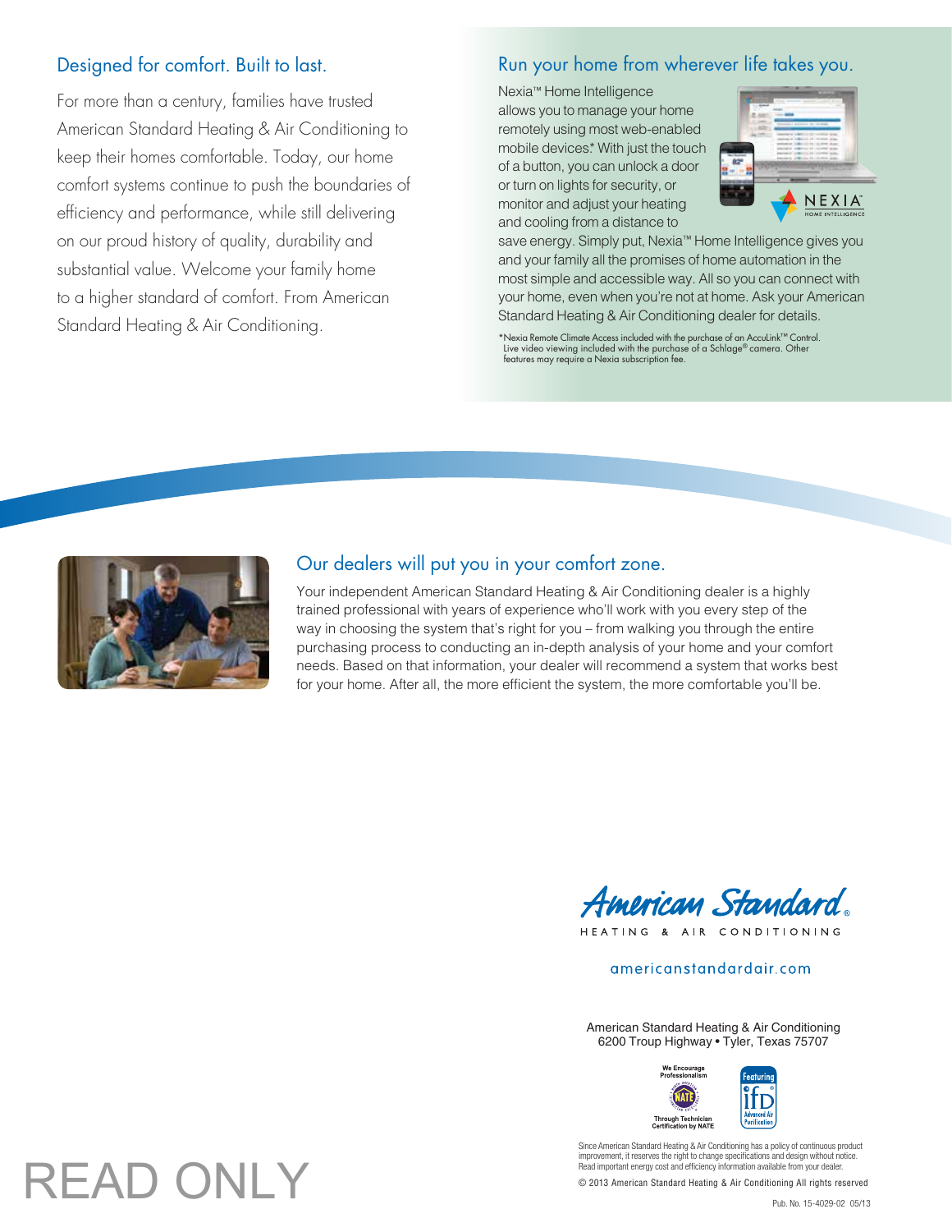## Designed for comfort. Built to last.

For more than a century, families have trusted American Standard Heating & Air Conditioning to keep their homes comfortable. Today, our home comfort systems continue to push the boundaries of efficiency and performance, while still delivering on our proud history of quality, durability and substantial value. Welcome your family home to a higher standard of comfort. From American Standard Heating & Air Conditioning.

## Run your home from wherever life takes you.

Nexia™ Home Intelligence allows you to manage your home remotely using most web-enabled mobile devices.* With just the touch of a button, you can unlock a door or turn on lights for security, or monitor and adjust your heating and cooling from a distance to save energy. Simply put, Nexia™ Home Intelligence gives you and your family all the promises of home automation in the most simple and accessible way. All so you can connect with your home, even when you're not at home. Ask your American Standard Heating & Air Conditioning dealer for details.

NEXIA
HOME INTELLIGENCE

*Nexia Remote Climate Access included with the purchase of an AccuLink™ Control. Live video viewing included with the purchase of a Schlage® camera. Other features may require a Nexia subscription fee.

## Our dealers will put you in your comfort zone.

Your independent American Standard Heating & Air Conditioning dealer is a highly trained professional with years of experience who'll work with you every step of the way in choosing the system that's right for you – from walking you through the entire purchasing process to conducting an in-depth analysis of your home and your comfort needs. Based on that information, your dealer will recommend a system that works best for your home. After all, the more efficient the system, the more comfortable you'll be.

American Standard®
HEATING & AIR CONDITIONING

americanstandardair.com

American Standard Heating & Air Conditioning
6200 Troup Highway • Tyler, Texas 75707

We Encourage Professionalism Through Technician Certification by NATE

Featuring ifD Advanced Air Purification

Since American Standard Heating & Air Conditioning has a policy of continuous product improvement, it reserves the right to change specifications and design without notice. Read important energy cost and efficiency information available from your dealer.

© 2013 American Standard Heating & Air Conditioning All rights reserved

Pub. No. 15-4029-02 05/13

READ ONLY